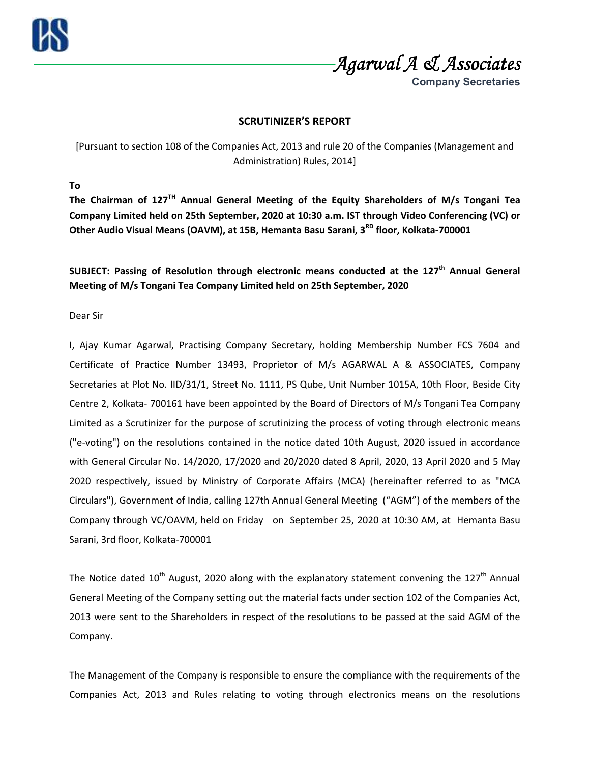Agarwal A & Associates

Company Secretaries

## SCRUTINIZER'S REPORT

[Pursuant to section 108 of the Companies Act, 2013 and rule 20 of the Companies (Management and Administration) Rules, 2014]

**To**

**The Chairman of 127TH Annual General Meeting of the Equity Shareholders of M/s Tongani Tea Company Limited held on 25th September, 2020 at 10:30 a.m. IST through Video Conferencing (VC) or Other Audio Visual Means (OAVM), at 15B, Hemanta Basu Sarani, 3RD floor, Kolkata-700001**

**SUBJECT: Passing of Resolution through electronic means conducted at the 127th Annual General Meeting of M/s Tongani Tea Company Limited held on 25th September, 2020**

Dear Sir

I, Ajay Kumar Agarwal, Practising Company Secretary, holding Membership Number FCS 7604 and Certificate of Practice Number 13493, Proprietor of M/s AGARWAL A & ASSOCIATES, Company Secretaries at Plot No. IID/31/1, Street No. 1111, PS Qube, Unit Number 1015A, 10th Floor, Beside City Centre 2, Kolkata- 700161 have been appointed by the Board of Directors of M/s Tongani Tea Company Limited as a Scrutinizer for the purpose of scrutinizing the process of voting through electronic means ("e-voting") on the resolutions contained in the notice dated 10th August, 2020 issued in accordance with General Circular No. 14/2020, 17/2020 and 20/2020 dated 8 April, 2020, 13 April 2020 and 5 May 2020 respectively, issued by Ministry of Corporate Affairs (MCA) (hereinafter referred to as "MCA Circulars"), Government of India, calling 127th Annual General Meeting ("AGM") of the members of the Company through VC/OAVM, held on Friday on September 25, 2020 at 10:30 AM, at Hemanta Basu Sarani, 3rd floor, Kolkata-700001

The Notice dated 10th August, 2020 along with the explanatory statement convening the 127th Annual General Meeting of the Company setting out the material facts under section 102 of the Companies Act, 2013 were sent to the Shareholders in respect of the resolutions to be passed at the said AGM of the Company.

The Management of the Company is responsible to ensure the compliance with the requirements of the Companies Act, 2013 and Rules relating to voting through electronics means on the resolutions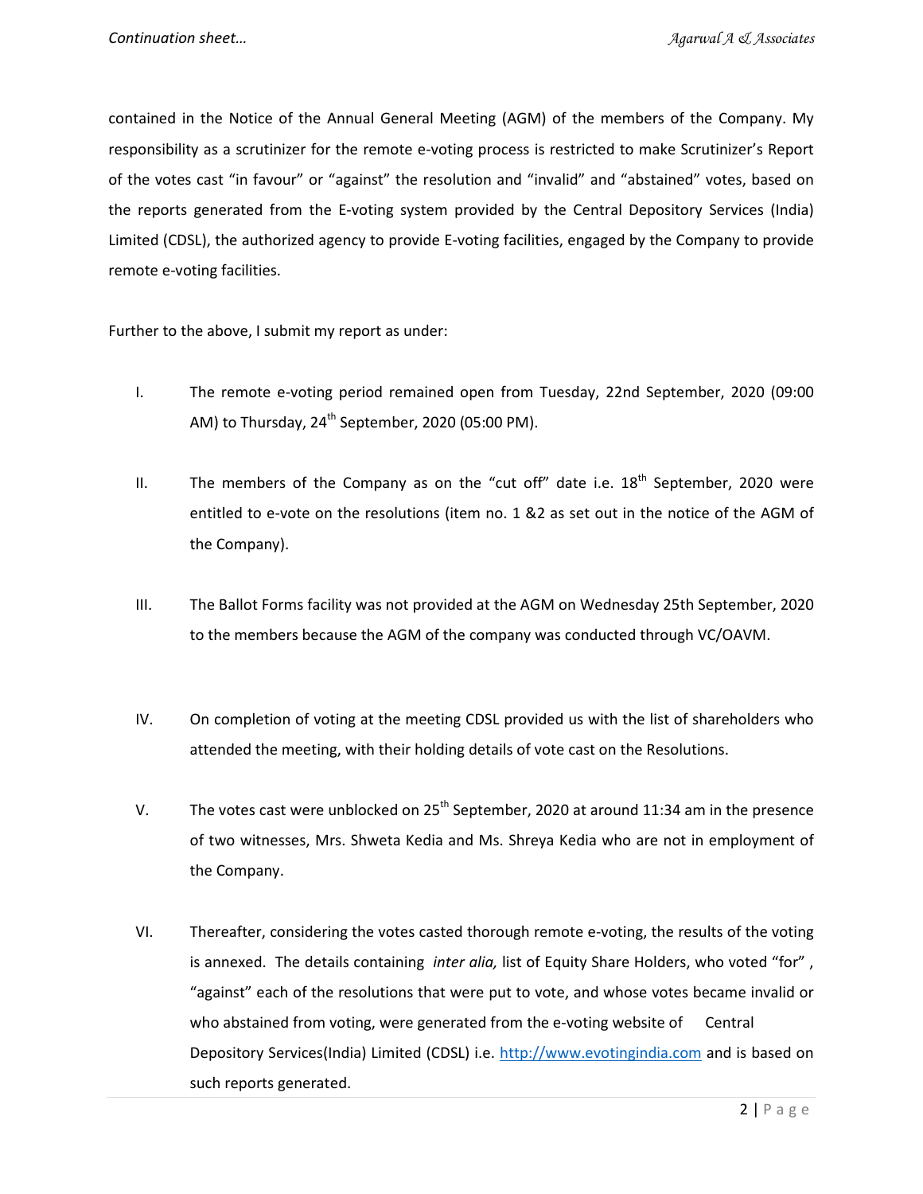contained in the Notice of the Annual General Meeting (AGM) of the members of the Company. My responsibility as a scrutinizer for the remote e-voting process is restricted to make Scrutinizer's Report of the votes cast "in favour" or "against" the resolution and "invalid" and "abstained" votes, based on the reports generated from the E-voting system provided by the Central Depository Services (India) Limited (CDSL), the authorized agency to provide E-voting facilities, engaged by the Company to provide remote e-voting facilities.

Further to the above, I submit my report as under:

I. The remote e-voting period remained open from Tuesday, 22nd September, 2020 (09:00 AM) to Thursday, 24th September, 2020 (05:00 PM).

II. The members of the Company as on the "cut off" date i.e. 18th September, 2020 were entitled to e-vote on the resolutions (item no. 1 &2 as set out in the notice of the AGM of the Company).

III. The Ballot Forms facility was not provided at the AGM on Wednesday 25th September, 2020 to the members because the AGM of the company was conducted through VC/OAVM.

IV. On completion of voting at the meeting CDSL provided us with the list of shareholders who attended the meeting, with their holding details of vote cast on the Resolutions.

V. The votes cast were unblocked on 25th September, 2020 at around 11:34 am in the presence of two witnesses, Mrs. Shweta Kedia and Ms. Shreya Kedia who are not in employment of the Company.

VI. Thereafter, considering the votes casted thorough remote e-voting, the results of the voting is annexed. The details containing *inter alia,* list of Equity Share Holders, who voted "for" , "against" each of the resolutions that were put to vote, and whose votes became invalid or who abstained from voting, were generated from the e-voting website of Central Depository Services(India) Limited (CDSL) i.e. [http://www.evotingindia.com](http://www.evotingindia.com) and is based on such reports generated.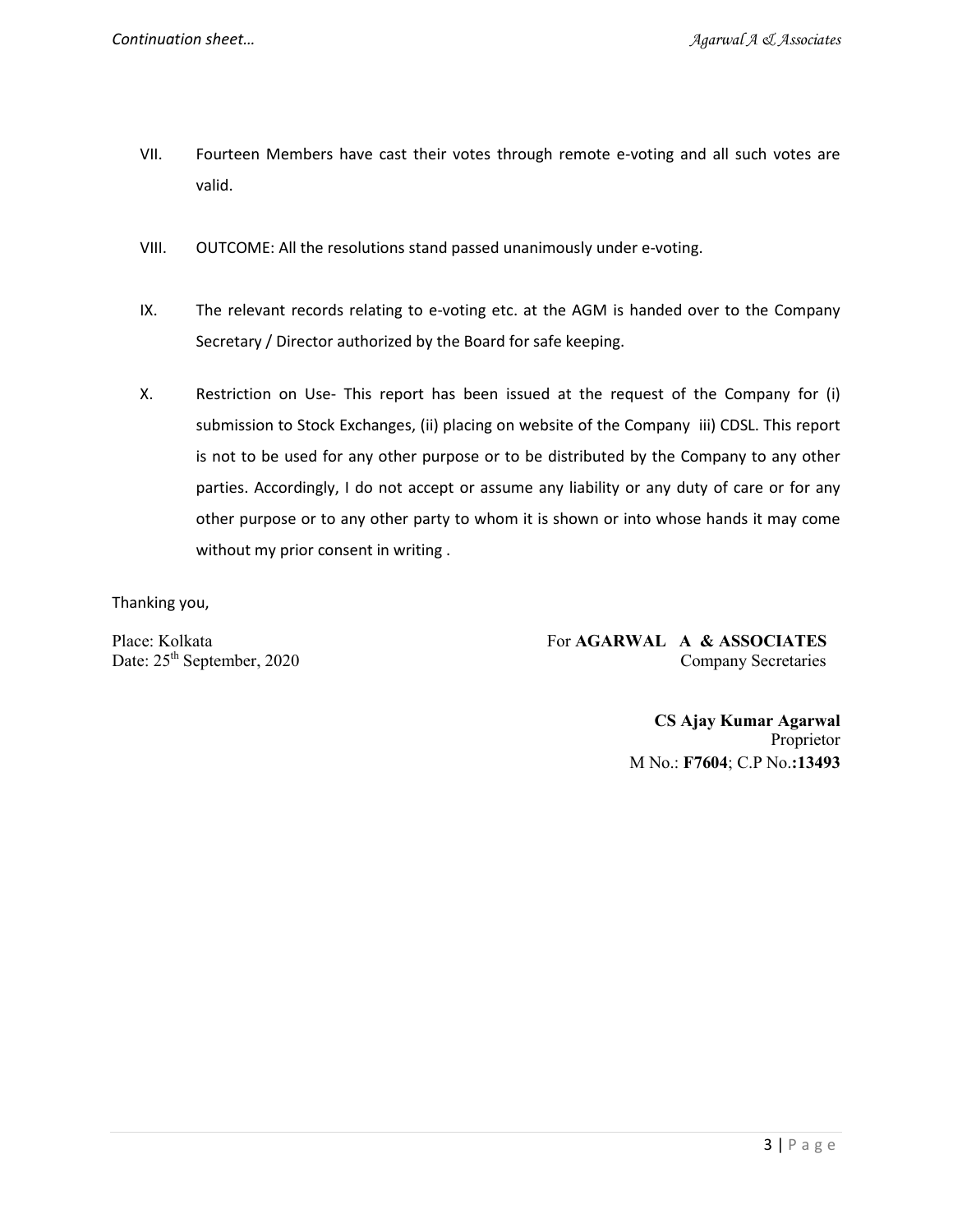VII. Fourteen Members have cast their votes through remote e-voting and all such votes are valid.

VIII. OUTCOME: All the resolutions stand passed unanimously under e-voting.

IX. The relevant records relating to e-voting etc. at the AGM is handed over to the Company Secretary / Director authorized by the Board for safe keeping.

X. Restriction on Use- This report has been issued at the request of the Company for (i) submission to Stock Exchanges, (ii) placing on website of the Company iii) CDSL. This report is not to be used for any other purpose or to be distributed by the Company to any other parties. Accordingly, I do not accept or assume any liability or any duty of care or for any other purpose or to any other party to whom it is shown or into whose hands it may come without my prior consent in writing .

Thanking you,

Place: Kolkata
Date: 25th September, 2020

For **AGARWAL A & ASSOCIATES**
Company Secretaries

**CS Ajay Kumar Agarwal**
Proprietor
M No.: **F7604**; C.P No.**:13493**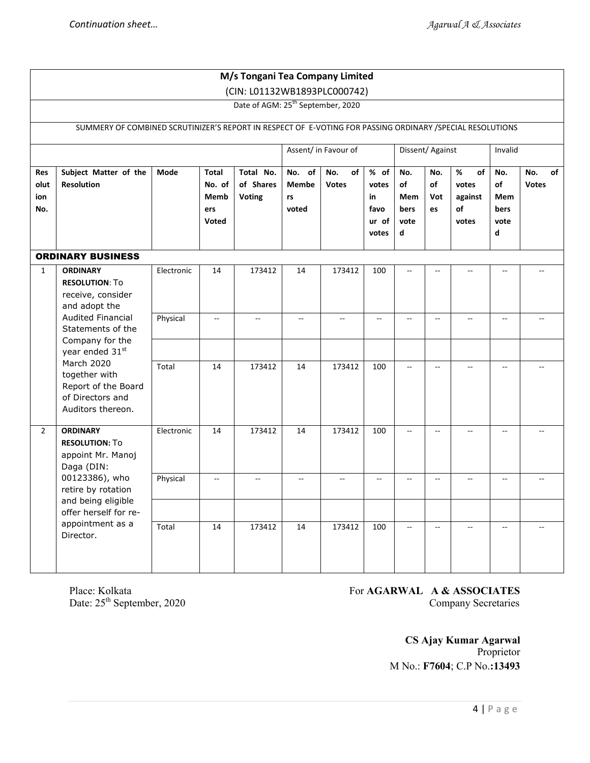| M/s Tongani Tea Company Limited (CIN: L01132WB1893PLC000742) | | | | | | | | | | | | |
|---|---|---|---|---|---|---|---|---|---|---|---|---|
| Date of AGM: 25th September, 2020 | | | | | | | | | | | | |
| SUMMERY OF COMBINED SCRUTINIZER'S REPORT IN RESPECT OF E-VOTING FOR PASSING ORDINARY /SPECIAL RESOLUTIONS | | | | | | | | | | | | |
| | | | | | Assent/ in Favour of | | | Dissent/ Against | | | Invalid | |
| **Resolution No.** | **Subject Matter of the Resolution** | **Mode** | **Total No. of Members Voted** | **Total No. of Shares Voting** | **No. of Members voted** | **No. of Votes** | **% of votes in favour of votes** | **No. of Members voted** | **No. of Votes** | **% of votes against of votes** | **No. of Members voted** | **No. of Votes** |
| **ORDINARY BUSINESS** | | | | | | | | | | | | |
| 1 | **ORDINARY RESOLUTION**: To receive, consider and adopt the Audited Financial Statements of the Company for the year ended 31st March 2020 together with Report of the Board of Directors and Auditors thereon. | Electronic | 14 | 173412 | 14 | 173412 | 100 | -- | -- | -- | -- | -- |
| | | Physical | -- | -- | -- | -- | -- | -- | -- | -- | -- | -- |
| | | | | | | | | | | | | |
| | | Total | 14 | 173412 | 14 | 173412 | 100 | -- | -- | -- | -- | -- |
| 2 | **ORDINARY RESOLUTION:** To appoint Mr. Manoj Daga (DIN: 00123386), who retire by rotation and being eligible offer herself for re-appointment as a Director. | Electronic | 14 | 173412 | 14 | 173412 | 100 | -- | -- | -- | -- | -- |
| | | Physical | -- | -- | -- | -- | -- | -- | -- | -- | -- | -- |
| | | | | | | | | | | | | |
| | | Total | 14 | 173412 | 14 | 173412 | 100 | -- | -- | -- | -- | -- |

Place: Kolkata
Date: 25th September, 2020

For **AGARWAL A & ASSOCIATES**
Company Secretaries

**CS Ajay Kumar Agarwal**
Proprietor
M No.: **F7604**; C.P No.**:13493**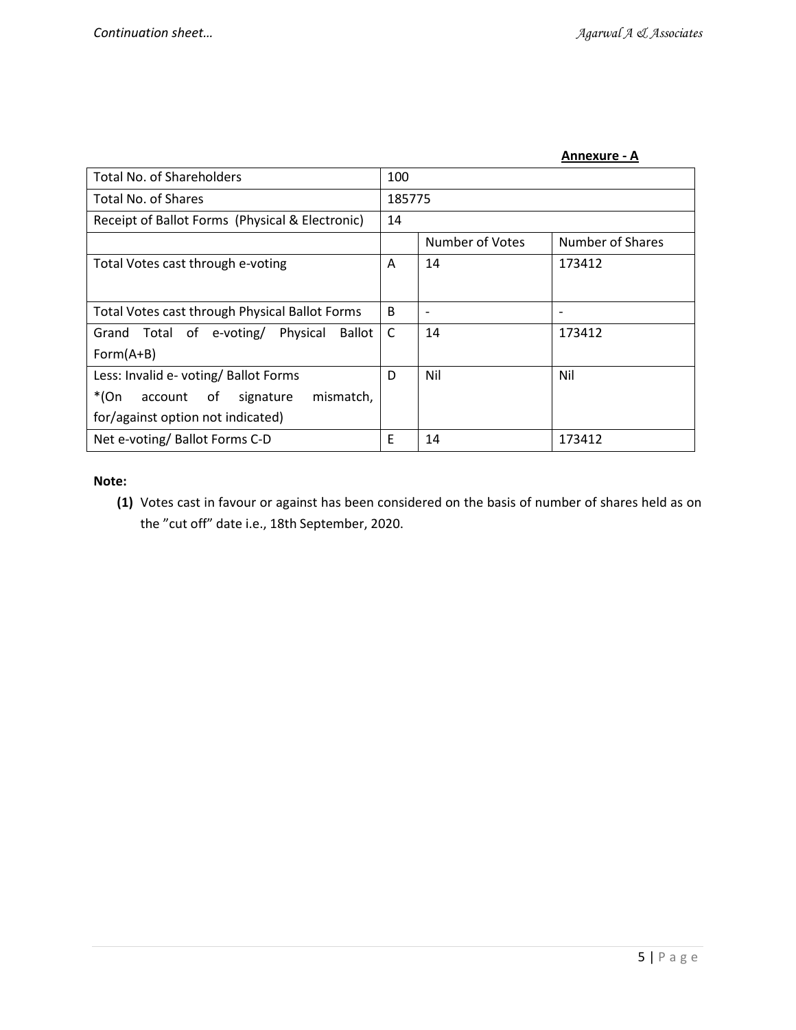**Annexure - A**

| | | | |
|---|---|---|---|
| Total No. of Shareholders | 100 | | |
| Total No. of Shares | 185775 | | |
| Receipt of Ballot Forms (Physical & Electronic) | 14 | | |
| | | Number of Votes | Number of Shares |
| Total Votes cast through e-voting | A | 14 | 173412 |
| Total Votes cast through Physical Ballot Forms | B | - | - |
| Grand Total of e-voting/ Physical Ballot Form(A+B) | C | 14 | 173412 |
| Less: Invalid e- voting/ Ballot Forms *(On account of signature mismatch, for/against option not indicated) | D | Nil | Nil |
| Net e-voting/ Ballot Forms C-D | E | 14 | 173412 |

**Note:**

**(1)** Votes cast in favour or against has been considered on the basis of number of shares held as on the "cut off" date i.e., 18th September, 2020.